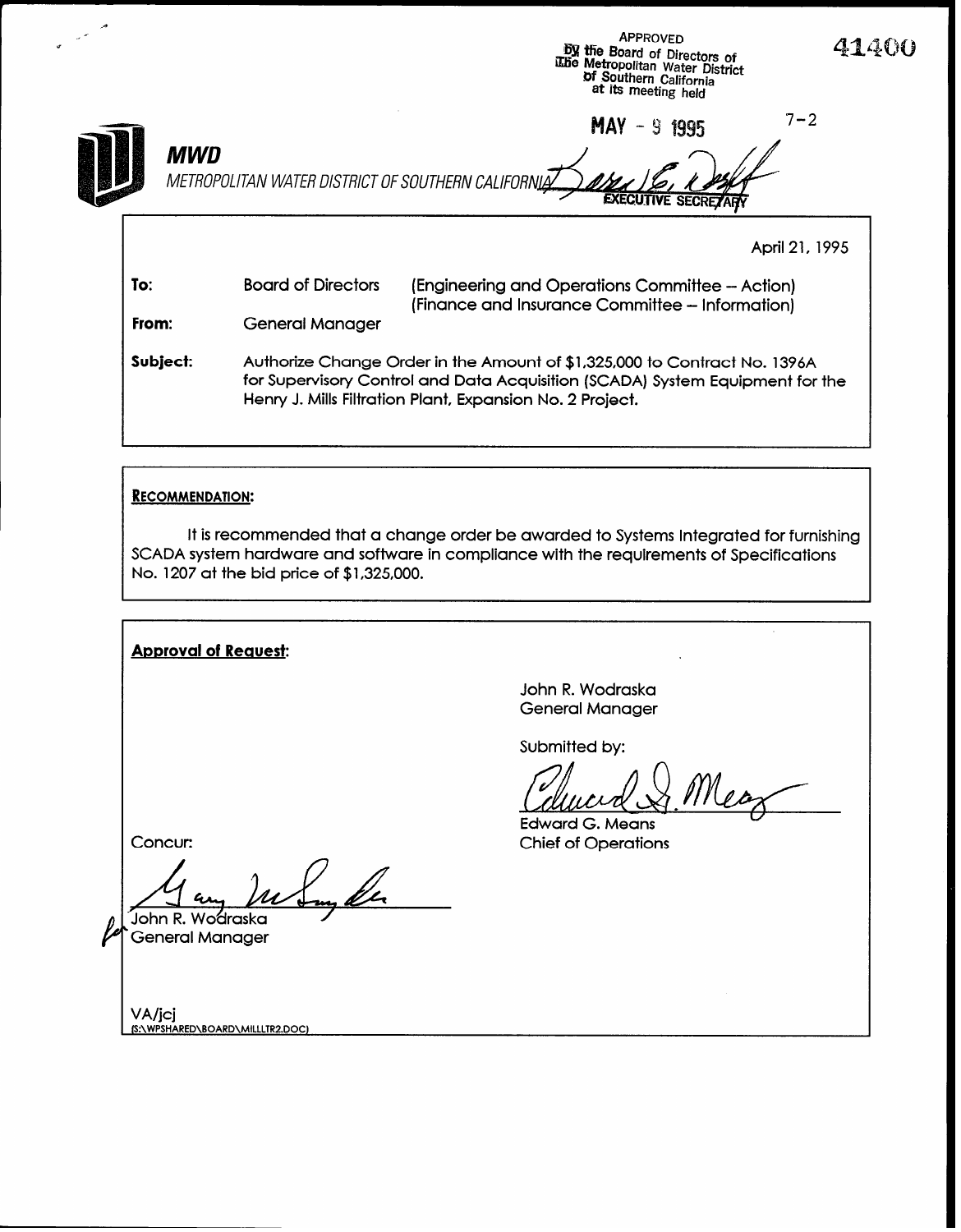APPROVED
By the Board of Directors of
The Metropolitan Water District
of Southern California
at its meeting held

MAY - 9 1995

EXECUTIVE SECRETARY

41400

7-2

**MWD**

*METROPOLITAN WATER DISTRICT OF SOUTHERN CALIFORNIA*

April 21, 1995

**To:** Board of Directors (Engineering and Operations Committee -- Action)
(Finance and Insurance Committee -- Information)

**From:** General Manager

**Subject:** Authorize Change Order in the Amount of $1,325,000 to Contract No. 1396A for Supervisory Control and Data Acquisition (SCADA) System Equipment for the Henry J. Mills Filtration Plant, Expansion No. 2 Project.

**RECOMMENDATION:**

It is recommended that a change order be awarded to Systems Integrated for furnishing SCADA system hardware and software in compliance with the requirements of Specifications No. 1207 at the bid price of $1,325,000.

**Approval of Request:**

John R. Wodraska
General Manager

Submitted by:

Edward G. Means
Chief of Operations

Concur:

for John R. Wodraska
General Manager

VA/jcj
(S:\WPSHARED\BOARD\MILLLTR2.DOC)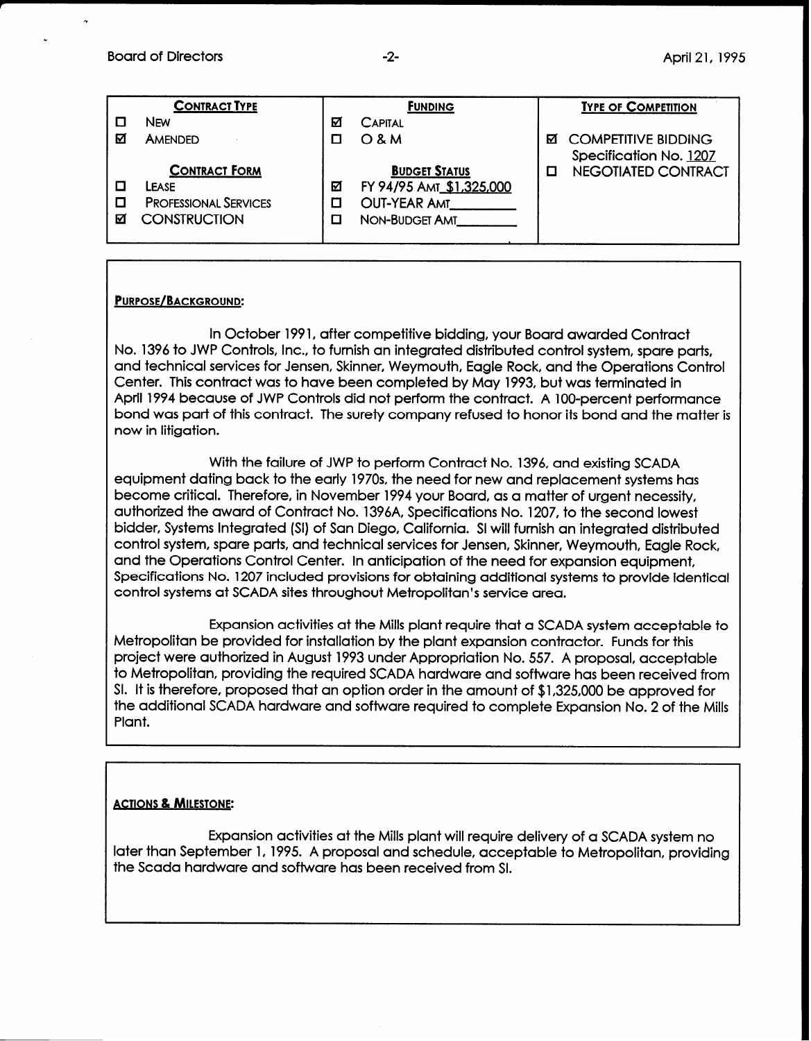| **CONTRACT TYPE** | **FUNDING** | **TYPE OF COMPETITION** |
|---|---|---|
| ☐ NEW | ☑ CAPITAL | |
| ☑ AMENDED | ☐ O & M | ☑ COMPETITIVE BIDDING Specification No. 1207 |
| **CONTRACT FORM** | **BUDGET STATUS** | ☐ NEGOTIATED CONTRACT |
| ☐ LEASE | ☑ FY 94/95 AMT $1,325,000 | |
| ☐ PROFESSIONAL SERVICES | ☐ OUT-YEAR AMT______ | |
| ☑ CONSTRUCTION | ☐ NON-BUDGET AMT______ | |

**PURPOSE/BACKGROUND:**

In October 1991, after competitive bidding, your Board awarded Contract No. 1396 to JWP Controls, Inc., to furnish an integrated distributed control system, spare parts, and technical services for Jensen, Skinner, Weymouth, Eagle Rock, and the Operations Control Center. This contract was to have been completed by May 1993, but was terminated in April 1994 because of JWP Controls did not perform the contract. A 100-percent performance bond was part of this contract. The surety company refused to honor its bond and the matter is now in litigation.

With the failure of JWP to perform Contract No. 1396, and existing SCADA equipment dating back to the early 1970s, the need for new and replacement systems has become critical. Therefore, in November 1994 your Board, as a matter of urgent necessity, authorized the award of Contract No. 1396A, Specifications No. 1207, to the second lowest bidder, Systems Integrated (SI) of San Diego, California. SI will furnish an integrated distributed control system, spare parts, and technical services for Jensen, Skinner, Weymouth, Eagle Rock, and the Operations Control Center. In anticipation of the need for expansion equipment, Specifications No. 1207 included provisions for obtaining additional systems to provide identical control systems at SCADA sites throughout Metropolitan's service area.

Expansion activities at the Mills plant require that a SCADA system acceptable to Metropolitan be provided for installation by the plant expansion contractor. Funds for this project were authorized in August 1993 under Appropriation No. 557. A proposal, acceptable to Metropolitan, providing the required SCADA hardware and software has been received from SI. It is therefore, proposed that an option order in the amount of $1,325,000 be approved for the additional SCADA hardware and software required to complete Expansion No. 2 of the Mills Plant.

**ACTIONS & MILESTONE:**

Expansion activities at the Mills plant will require delivery of a SCADA system no later than September 1, 1995. A proposal and schedule, acceptable to Metropolitan, providing the Scada hardware and software has been received from SI.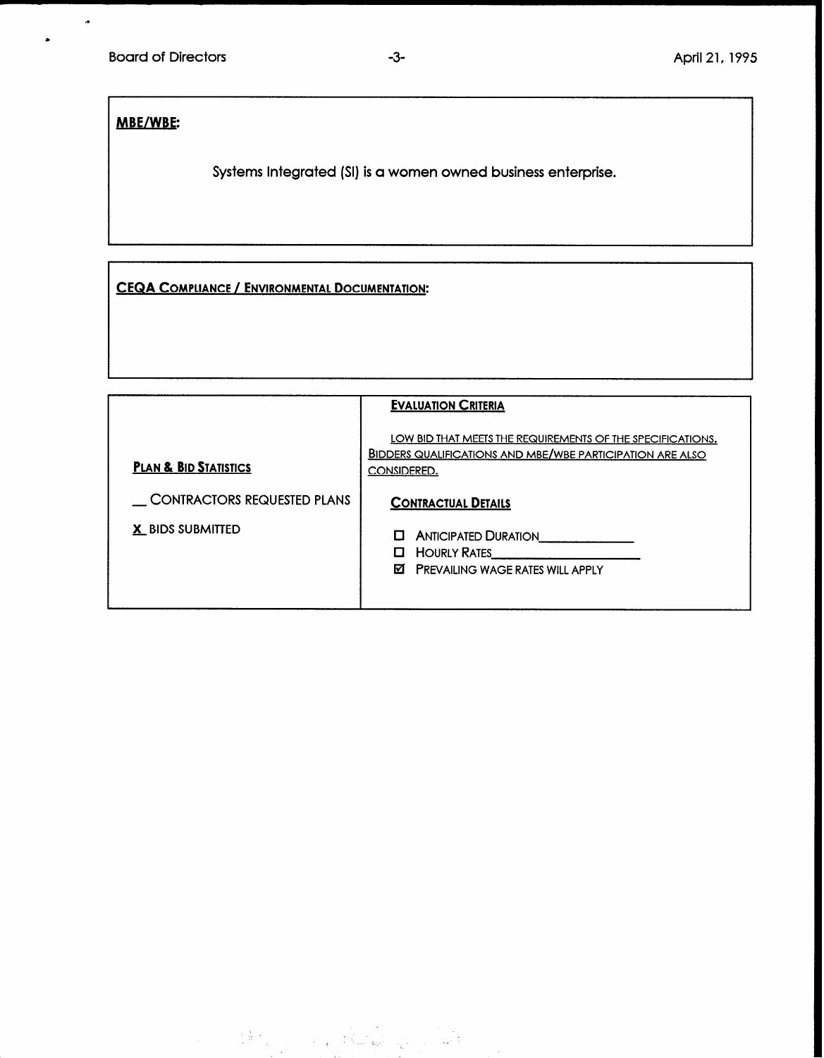## MBE/WBE:

Systems Integrated (SI) is a women owned business enterprise.

## CEQA COMPLIANCE / ENVIRONMENTAL DOCUMENTATION:

| PLAN & BID STATISTICS | EVALUATION CRITERIA |
|---|---|
| __ CONTRACTORS REQUESTED PLANS<br>X BIDS SUBMITTED | LOW BID THAT MEETS THE REQUIREMENTS OF THE SPECIFICATIONS. BIDDERS QUALIFICATIONS AND MBE/WBE PARTICIPATION ARE ALSO CONSIDERED.<br><br>**CONTRACTUAL DETAILS**<br><br>☐ ANTICIPATED DURATION__________<br>☐ HOURLY RATES__________<br>☑ PREVAILING WAGE RATES WILL APPLY |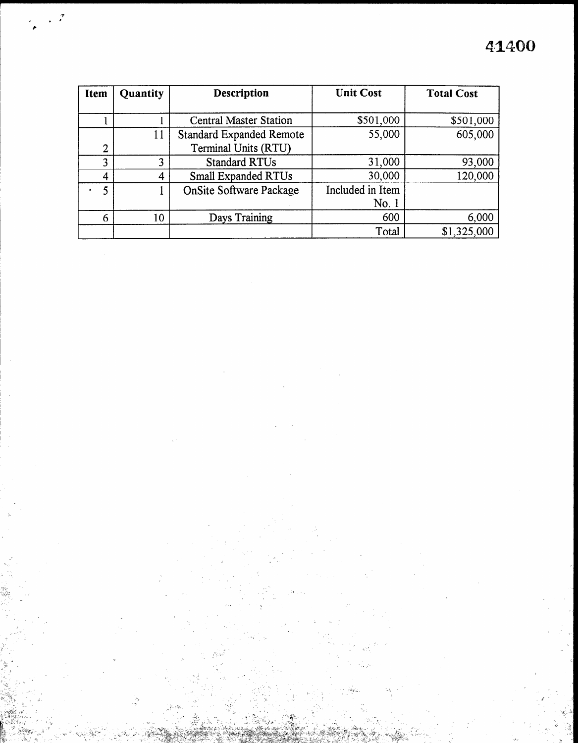41400

| Item | Quantity | Description | Unit Cost | Total Cost |
|---|---|---|---|---|
| 1 | 1 | Central Master Station | $501,000 | $501,000 |
| 2 | 11 | Standard Expanded Remote Terminal Units (RTU) | 55,000 | 605,000 |
| 3 | 3 | Standard RTUs | 31,000 | 93,000 |
| 4 | 4 | Small Expanded RTUs | 30,000 | 120,000 |
| 5 | 1 | OnSite Software Package | Included in Item No. 1 | |
| 6 | 10 | Days Training | 600 | 6,000 |
| | | | Total | $1,325,000 |